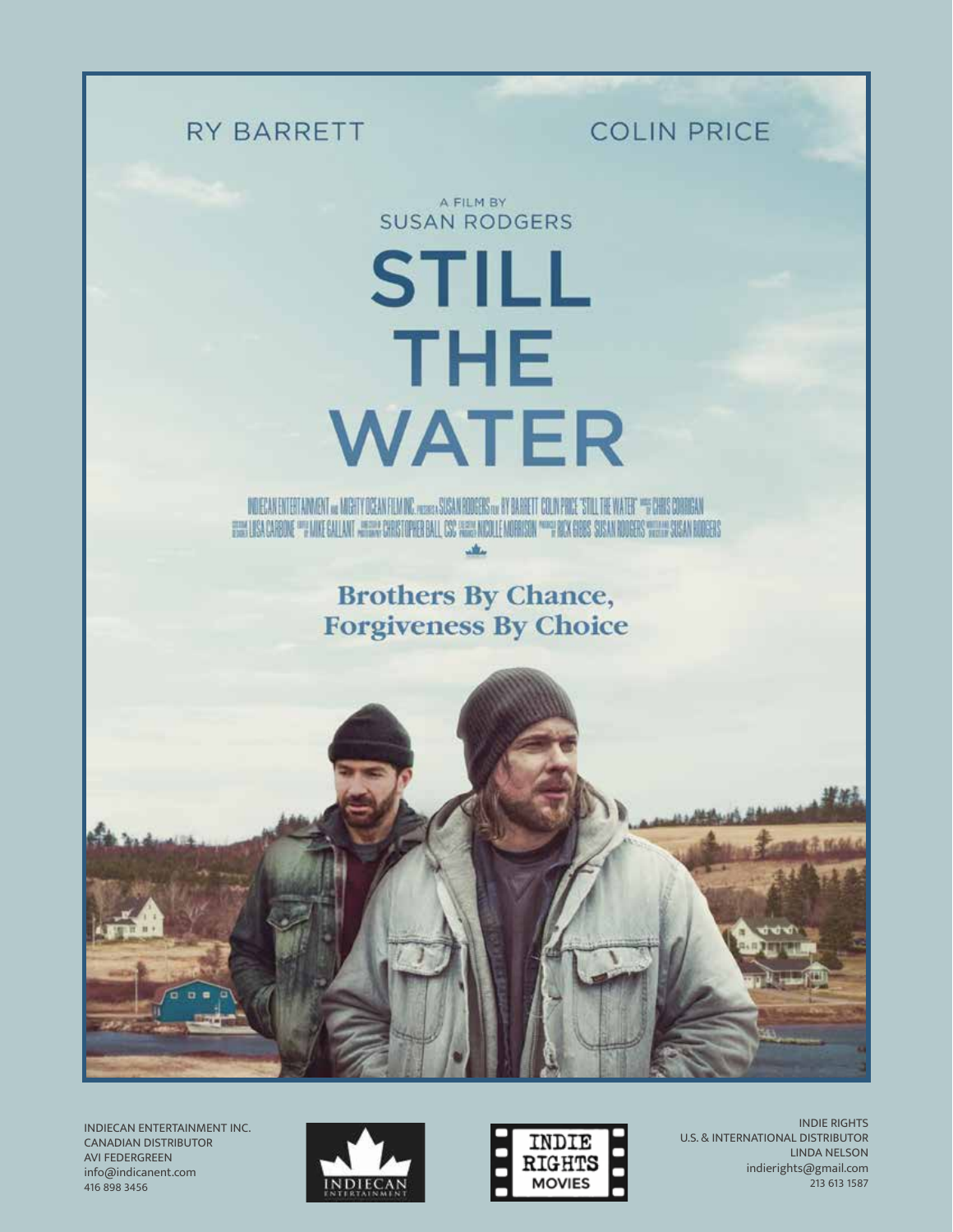RY BARRETT COLIN PRICE

A FILM BY
SUSAN RODGERS

# STILL THE WATER

INDIECAN ENTERTAINMENT and MIGHTY OCEAN FILM INC. present a SUSAN RODGERS film RY BARRETT COLIN PRICE "STILL THE WATER" music by CHRIS CORRIGAN costume designer LISA CARBONE edited by MIKE GALLANT director of photography CHRISTOPHER BALL, CSC executive producer NICOLLE MORRISON produced by RICK GIBBS SUSAN RODGERS written and directed by SUSAN RODGERS

**Brothers By Chance,
Forgiveness By Choice**

INDIECAN ENTERTAINMENT INC.
CANADIAN DISTRIBUTOR
AVI FEDERGREEN
info@indicanent.com
416 898 3456

INDIE RIGHTS
U.S. & INTERNATIONAL DISTRIBUTOR
LINDA NELSON
indierights@gmail.com
213 613 1587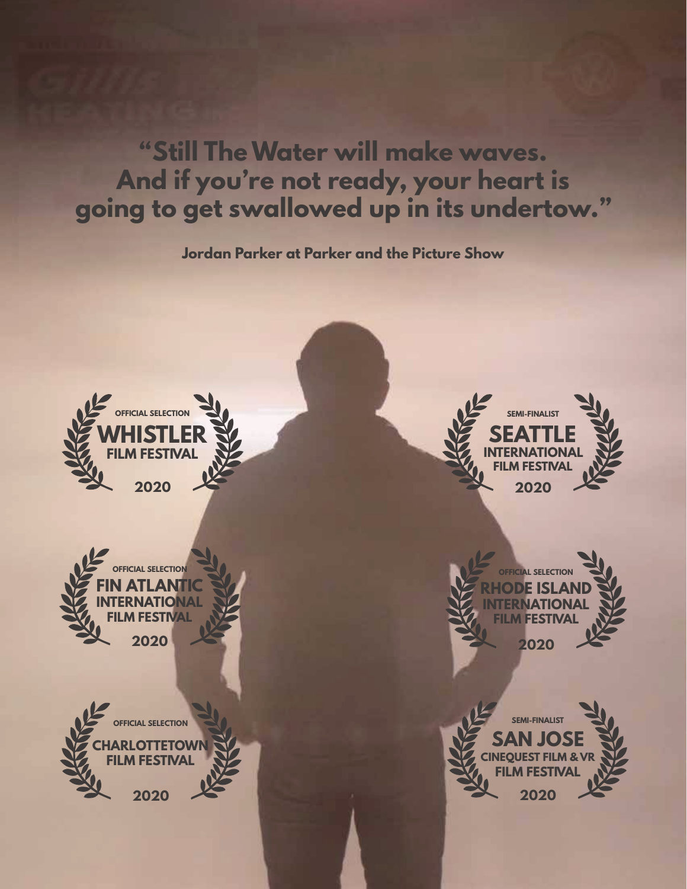**"Still The Water will make waves. And if you're not ready, your heart is going to get swallowed up in its undertow."**

**Jordan Parker at Parker and the Picture Show**

OFFICIAL SELECTION
WHISTLER FILM FESTIVAL
2020

SEMI-FINALIST
SEATTLE INTERNATIONAL FILM FESTIVAL
2020

OFFICIAL SELECTION
FIN ATLANTIC INTERNATIONAL FILM FESTIVAL
2020

OFFICIAL SELECTION
RHODE ISLAND INTERNATIONAL FILM FESTIVAL
2020

OFFICIAL SELECTION
CHARLOTTETOWN FILM FESTIVAL
2020

SEMI-FINALIST
SAN JOSE CINEQUEST FILM & VR FILM FESTIVAL
2020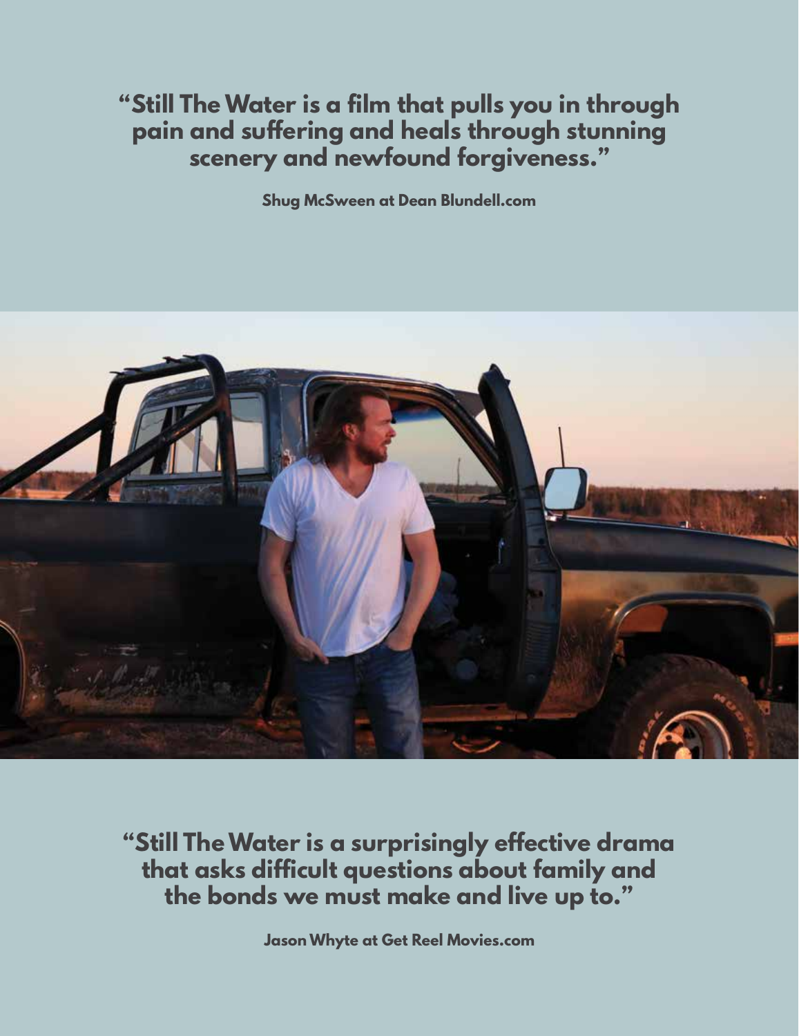**"Still The Water is a film that pulls you in through pain and suffering and heals through stunning scenery and newfound forgiveness."**

**Shug McSween at Dean Blundell.com**

**"Still The Water is a surprisingly effective drama that asks difficult questions about family and the bonds we must make and live up to."**

**Jason Whyte at Get Reel Movies.com**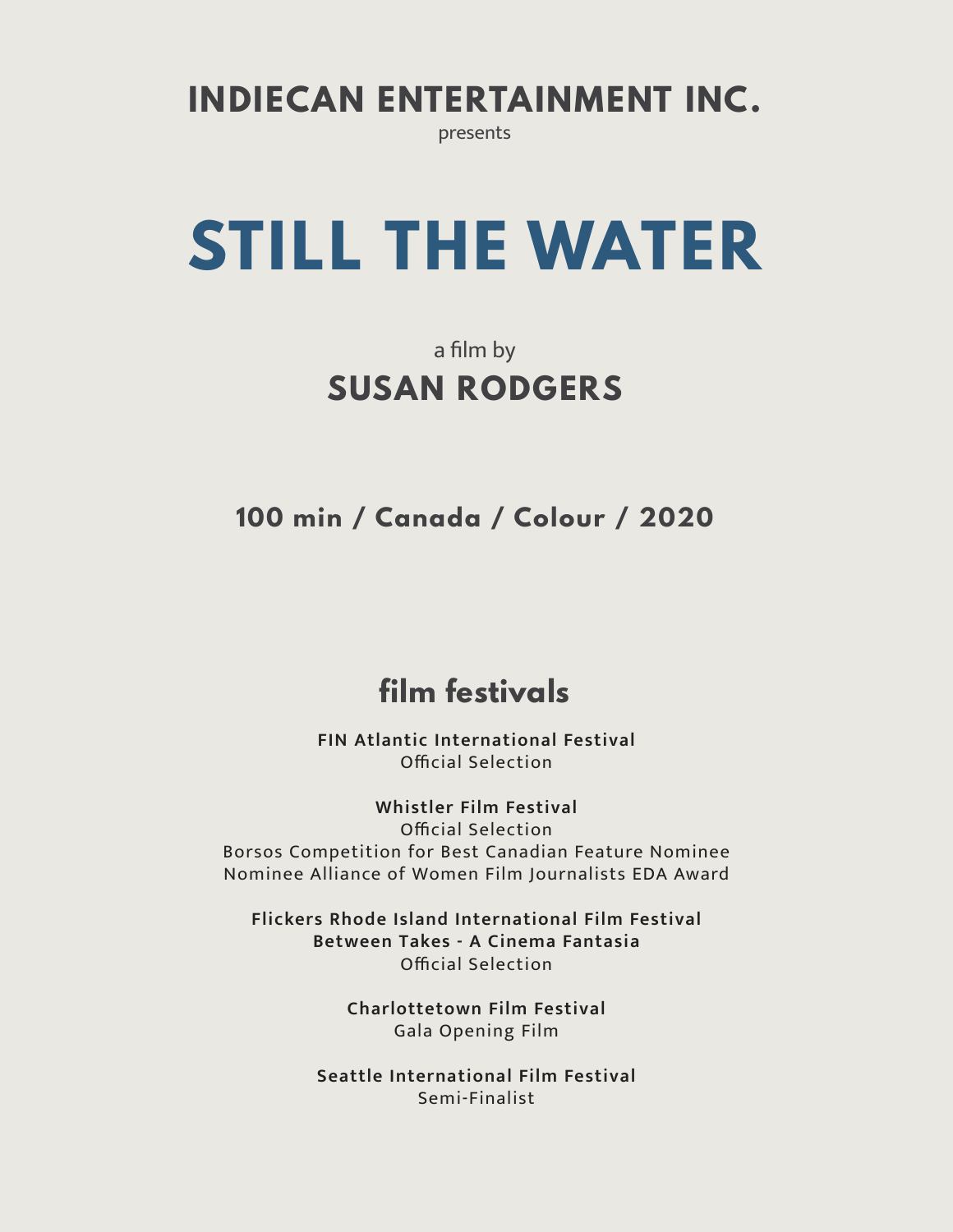**INDIECAN ENTERTAINMENT INC.**

presents

# STILL THE WATER

a film by

**SUSAN RODGERS**

**100 min / Canada / Colour / 2020**

## film festivals

**FIN Atlantic International Festival**
Official Selection

**Whistler Film Festival**
Official Selection
Borsos Competition for Best Canadian Feature Nominee
Nominee Alliance of Women Film Journalists EDA Award

**Flickers Rhode Island International Film Festival**
**Between Takes - A Cinema Fantasia**
Official Selection

**Charlottetown Film Festival**
Gala Opening Film

**Seattle International Film Festival**
Semi-Finalist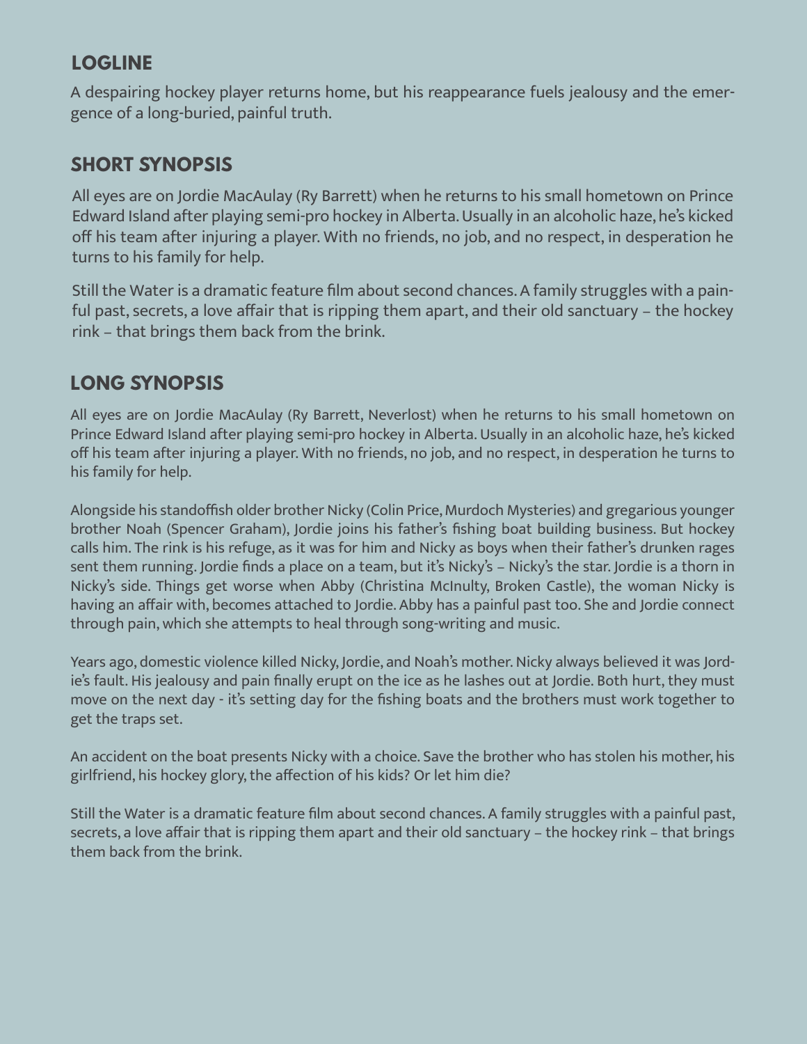## LOGLINE

A despairing hockey player returns home, but his reappearance fuels jealousy and the emergence of a long-buried, painful truth.

## SHORT SYNOPSIS

All eyes are on Jordie MacAulay (Ry Barrett) when he returns to his small hometown on Prince Edward Island after playing semi-pro hockey in Alberta. Usually in an alcoholic haze, he's kicked off his team after injuring a player. With no friends, no job, and no respect, in desperation he turns to his family for help.

Still the Water is a dramatic feature film about second chances. A family struggles with a painful past, secrets, a love affair that is ripping them apart, and their old sanctuary – the hockey rink – that brings them back from the brink.

## LONG SYNOPSIS

All eyes are on Jordie MacAulay (Ry Barrett, Neverlost) when he returns to his small hometown on Prince Edward Island after playing semi-pro hockey in Alberta. Usually in an alcoholic haze, he's kicked off his team after injuring a player. With no friends, no job, and no respect, in desperation he turns to his family for help.

Alongside his standoffish older brother Nicky (Colin Price, Murdoch Mysteries) and gregarious younger brother Noah (Spencer Graham), Jordie joins his father's fishing boat building business. But hockey calls him. The rink is his refuge, as it was for him and Nicky as boys when their father's drunken rages sent them running. Jordie finds a place on a team, but it's Nicky's – Nicky's the star. Jordie is a thorn in Nicky's side. Things get worse when Abby (Christina McInulty, Broken Castle), the woman Nicky is having an affair with, becomes attached to Jordie. Abby has a painful past too. She and Jordie connect through pain, which she attempts to heal through song-writing and music.

Years ago, domestic violence killed Nicky, Jordie, and Noah's mother. Nicky always believed it was Jordie's fault. His jealousy and pain finally erupt on the ice as he lashes out at Jordie. Both hurt, they must move on the next day - it's setting day for the fishing boats and the brothers must work together to get the traps set.

An accident on the boat presents Nicky with a choice. Save the brother who has stolen his mother, his girlfriend, his hockey glory, the affection of his kids? Or let him die?

Still the Water is a dramatic feature film about second chances. A family struggles with a painful past, secrets, a love affair that is ripping them apart and their old sanctuary – the hockey rink – that brings them back from the brink.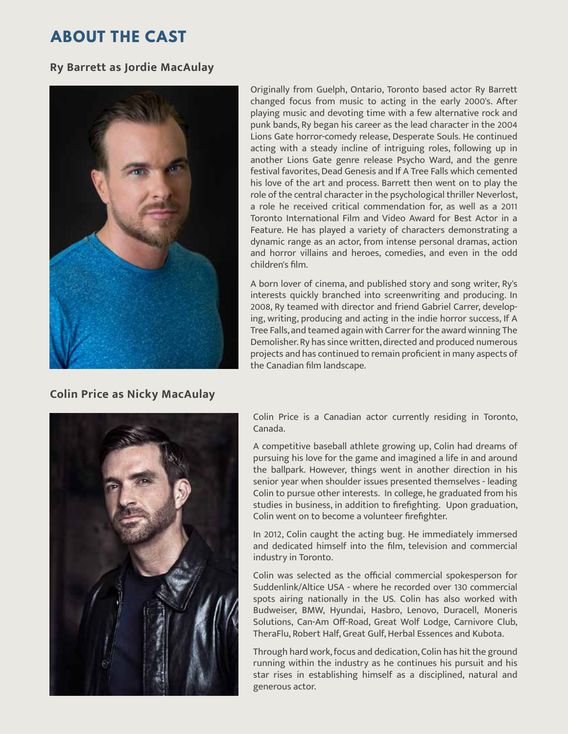# ABOUT THE CAST

## Ry Barrett as Jordie MacAulay

Originally from Guelph, Ontario, Toronto based actor Ry Barrett changed focus from music to acting in the early 2000's. After playing music and devoting time with a few alternative rock and punk bands, Ry began his career as the lead character in the 2004 Lions Gate horror-comedy release, Desperate Souls. He continued acting with a steady incline of intriguing roles, following up in another Lions Gate genre release Psycho Ward, and the genre festival favorites, Dead Genesis and If A Tree Falls which cemented his love of the art and process. Barrett then went on to play the role of the central character in the psychological thriller Neverlost, a role he received critical commendation for, as well as a 2011 Toronto International Film and Video Award for Best Actor in a Feature. He has played a variety of characters demonstrating a dynamic range as an actor, from intense personal dramas, action and horror villains and heroes, comedies, and even in the odd children's film.

A born lover of cinema, and published story and song writer, Ry's interests quickly branched into screenwriting and producing. In 2008, Ry teamed with director and friend Gabriel Carrer, developing, writing, producing and acting in the indie horror success, If A Tree Falls, and teamed again with Carrer for the award winning The Demolisher. Ry has since written, directed and produced numerous projects and has continued to remain proficient in many aspects of the Canadian film landscape.

## Colin Price as Nicky MacAulay

Colin Price is a Canadian actor currently residing in Toronto, Canada.

A competitive baseball athlete growing up, Colin had dreams of pursuing his love for the game and imagined a life in and around the ballpark. However, things went in another direction in his senior year when shoulder issues presented themselves - leading Colin to pursue other interests. In college, he graduated from his studies in business, in addition to firefighting. Upon graduation, Colin went on to become a volunteer firefighter.

In 2012, Colin caught the acting bug. He immediately immersed and dedicated himself into the film, television and commercial industry in Toronto.

Colin was selected as the official commercial spokesperson for Suddenlink/Altice USA - where he recorded over 130 commercial spots airing nationally in the US. Colin has also worked with Budweiser, BMW, Hyundai, Hasbro, Lenovo, Duracell, Moneris Solutions, Can-Am Off-Road, Great Wolf Lodge, Carnivore Club, TheraFlu, Robert Half, Great Gulf, Herbal Essences and Kubota.

Through hard work, focus and dedication, Colin has hit the ground running within the industry as he continues his pursuit and his star rises in establishing himself as a disciplined, natural and generous actor.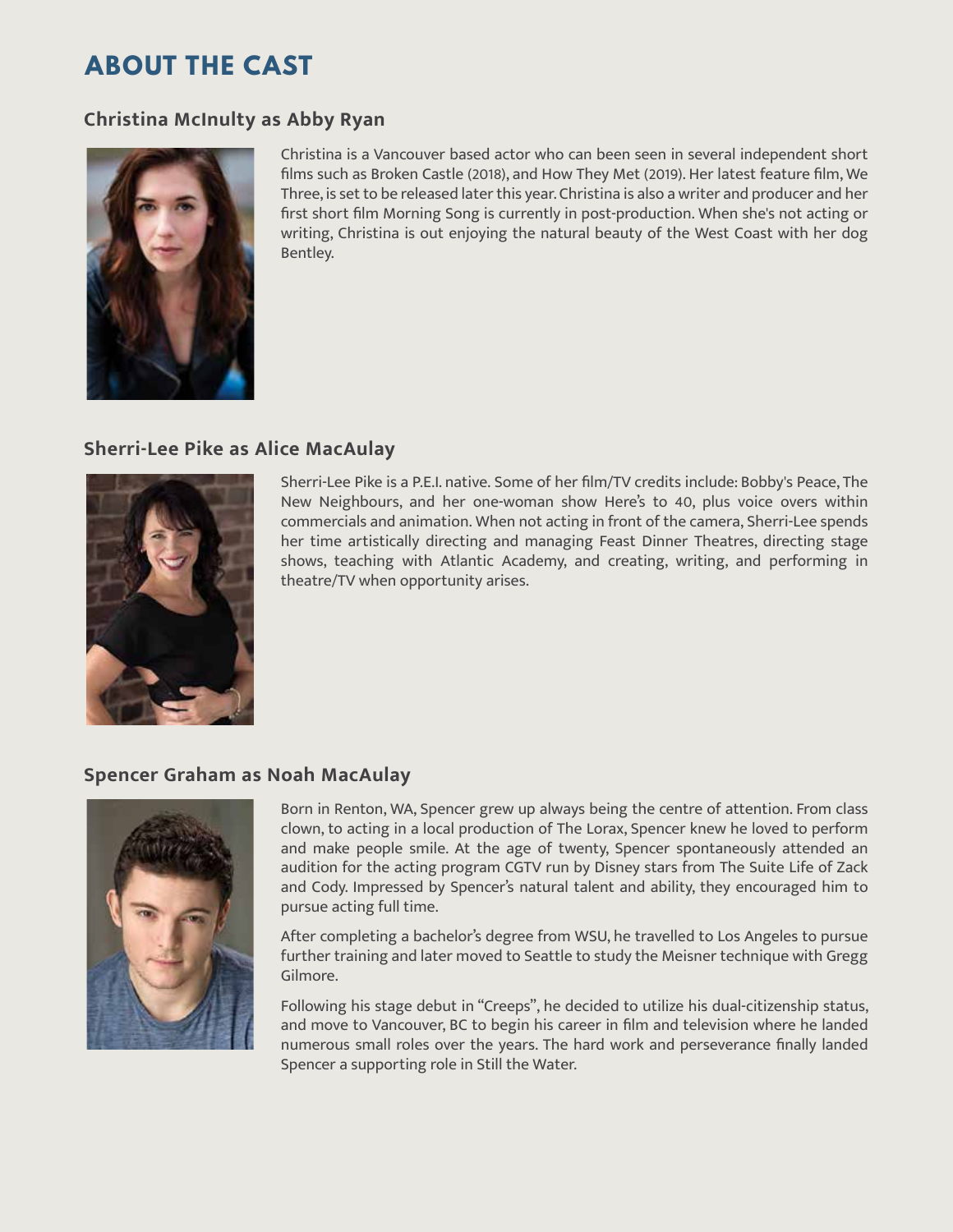# ABOUT THE CAST

## Christina McInulty as Abby Ryan

Christina is a Vancouver based actor who can been seen in several independent short films such as Broken Castle (2018), and How They Met (2019). Her latest feature film, We Three, is set to be released later this year. Christina is also a writer and producer and her first short film Morning Song is currently in post-production. When she's not acting or writing, Christina is out enjoying the natural beauty of the West Coast with her dog Bentley.

## Sherri-Lee Pike as Alice MacAulay

Sherri-Lee Pike is a P.E.I. native. Some of her film/TV credits include: Bobby's Peace, The New Neighbours, and her one-woman show Here's to 40, plus voice overs within commercials and animation. When not acting in front of the camera, Sherri-Lee spends her time artistically directing and managing Feast Dinner Theatres, directing stage shows, teaching with Atlantic Academy, and creating, writing, and performing in theatre/TV when opportunity arises.

## Spencer Graham as Noah MacAulay

Born in Renton, WA, Spencer grew up always being the centre of attention. From class clown, to acting in a local production of The Lorax, Spencer knew he loved to perform and make people smile. At the age of twenty, Spencer spontaneously attended an audition for the acting program CGTV run by Disney stars from The Suite Life of Zack and Cody. Impressed by Spencer's natural talent and ability, they encouraged him to pursue acting full time.

After completing a bachelor's degree from WSU, he travelled to Los Angeles to pursue further training and later moved to Seattle to study the Meisner technique with Gregg Gilmore.

Following his stage debut in "Creeps", he decided to utilize his dual-citizenship status, and move to Vancouver, BC to begin his career in film and television where he landed numerous small roles over the years. The hard work and perseverance finally landed Spencer a supporting role in Still the Water.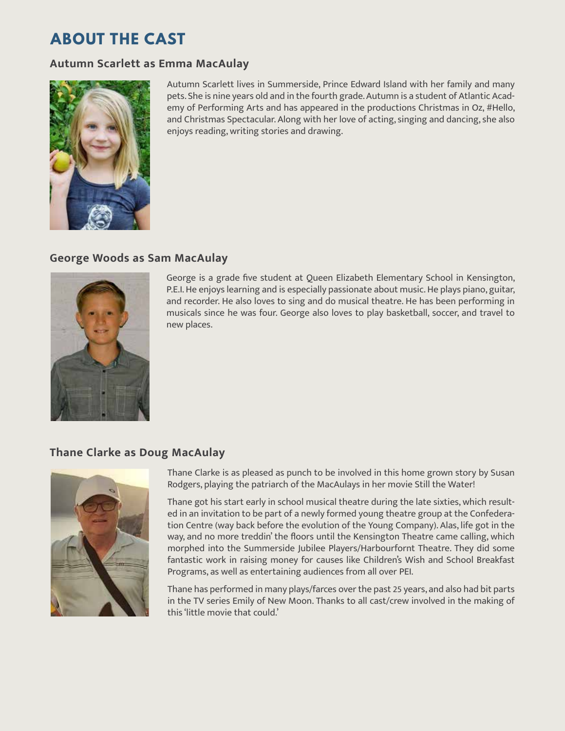# ABOUT THE CAST

## Autumn Scarlett as Emma MacAulay

Autumn Scarlett lives in Summerside, Prince Edward Island with her family and many pets. She is nine years old and in the fourth grade. Autumn is a student of Atlantic Academy of Performing Arts and has appeared in the productions Christmas in Oz, #Hello, and Christmas Spectacular. Along with her love of acting, singing and dancing, she also enjoys reading, writing stories and drawing.

## George Woods as Sam MacAulay

George is a grade five student at Queen Elizabeth Elementary School in Kensington, P.E.I. He enjoys learning and is especially passionate about music. He plays piano, guitar, and recorder. He also loves to sing and do musical theatre. He has been performing in musicals since he was four. George also loves to play basketball, soccer, and travel to new places.

## Thane Clarke as Doug MacAulay

Thane Clarke is as pleased as punch to be involved in this home grown story by Susan Rodgers, playing the patriarch of the MacAulays in her movie Still the Water!

Thane got his start early in school musical theatre during the late sixties, which resulted in an invitation to be part of a newly formed young theatre group at the Confederation Centre (way back before the evolution of the Young Company). Alas, life got in the way, and no more treddin' the floors until the Kensington Theatre came calling, which morphed into the Summerside Jubilee Players/Harbourfornt Theatre. They did some fantastic work in raising money for causes like Children's Wish and School Breakfast Programs, as well as entertaining audiences from all over PEI.

Thane has performed in many plays/farces over the past 25 years, and also had bit parts in the TV series Emily of New Moon. Thanks to all cast/crew involved in the making of this 'little movie that could.'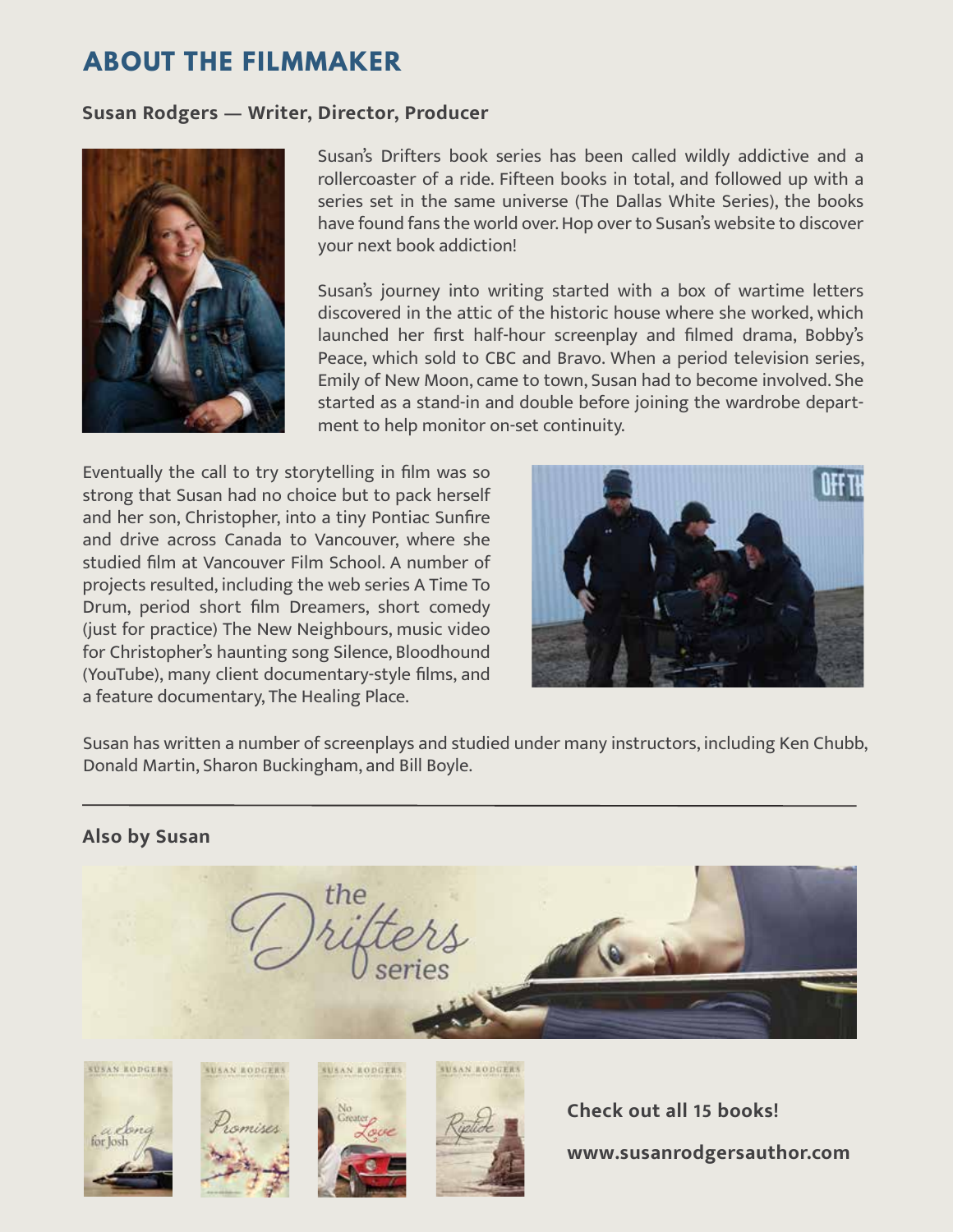# ABOUT THE FILMMAKER

**Susan Rodgers — Writer, Director, Producer**

Susan's Drifters book series has been called wildly addictive and a rollercoaster of a ride. Fifteen books in total, and followed up with a series set in the same universe (The Dallas White Series), the books have found fans the world over. Hop over to Susan's website to discover your next book addiction!

Susan's journey into writing started with a box of wartime letters discovered in the attic of the historic house where she worked, which launched her first half-hour screenplay and filmed drama, Bobby's Peace, which sold to CBC and Bravo. When a period television series, Emily of New Moon, came to town, Susan had to become involved. She started as a stand-in and double before joining the wardrobe department to help monitor on-set continuity.

Eventually the call to try storytelling in film was so strong that Susan had no choice but to pack herself and her son, Christopher, into a tiny Pontiac Sunfire and drive across Canada to Vancouver, where she studied film at Vancouver Film School. A number of projects resulted, including the web series A Time To Drum, period short film Dreamers, short comedy (just for practice) The New Neighbours, music video for Christopher's haunting song Silence, Bloodhound (YouTube), many client documentary-style films, and a feature documentary, The Healing Place.

Susan has written a number of screenplays and studied under many instructors, including Ken Chubb, Donald Martin, Sharon Buckingham, and Bill Boyle.

---

**Also by Susan**

**Check out all 15 books!**

**www.susanrodgersauthor.com**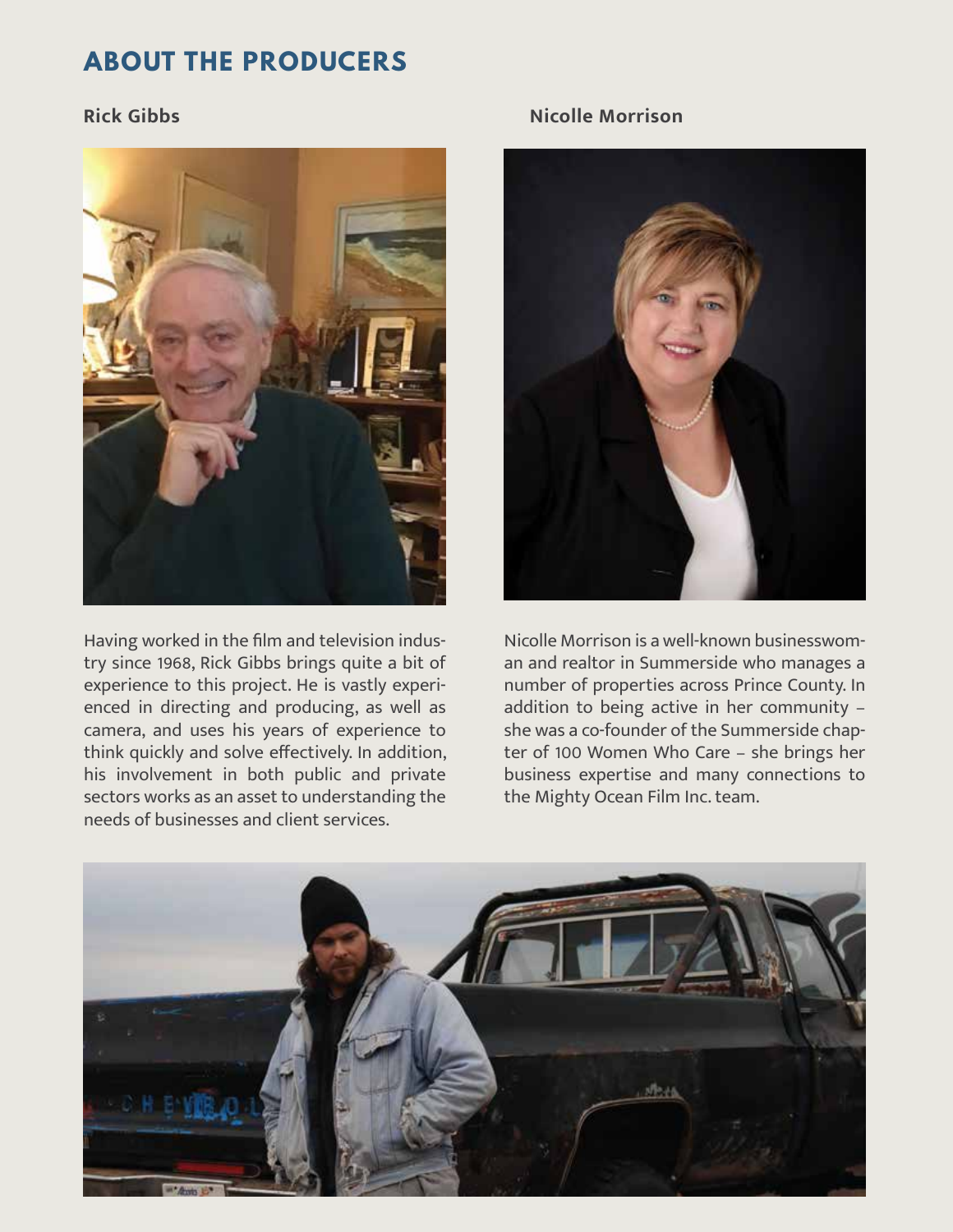## ABOUT THE PRODUCERS

### Rick Gibbs

Having worked in the film and television industry since 1968, Rick Gibbs brings quite a bit of experience to this project. He is vastly experienced in directing and producing, as well as camera, and uses his years of experience to think quickly and solve effectively. In addition, his involvement in both public and private sectors works as an asset to understanding the needs of businesses and client services.

### Nicolle Morrison

Nicolle Morrison is a well-known businesswoman and realtor in Summerside who manages a number of properties across Prince County. In addition to being active in her community – she was a co-founder of the Summerside chapter of 100 Women Who Care – she brings her business expertise and many connections to the Mighty Ocean Film Inc. team.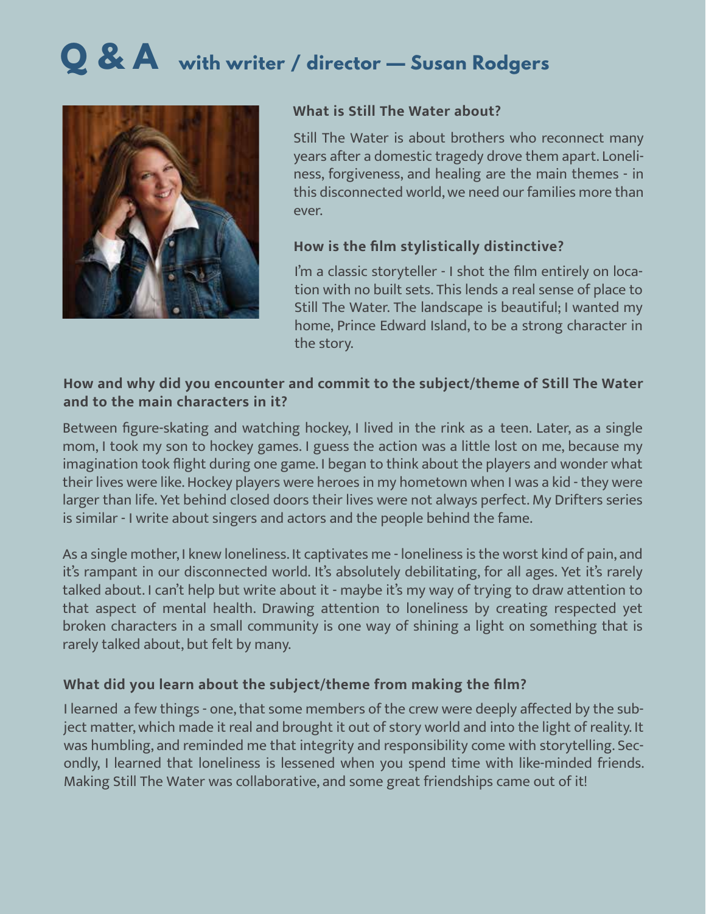# Q & A with writer / director — Susan Rodgers

### What is Still The Water about?

Still The Water is about brothers who reconnect many years after a domestic tragedy drove them apart. Loneliness, forgiveness, and healing are the main themes - in this disconnected world, we need our families more than ever.

### How is the film stylistically distinctive?

I'm a classic storyteller - I shot the film entirely on location with no built sets. This lends a real sense of place to Still The Water. The landscape is beautiful; I wanted my home, Prince Edward Island, to be a strong character in the story.

### How and why did you encounter and commit to the subject/theme of Still The Water and to the main characters in it?

Between figure-skating and watching hockey, I lived in the rink as a teen. Later, as a single mom, I took my son to hockey games. I guess the action was a little lost on me, because my imagination took flight during one game. I began to think about the players and wonder what their lives were like. Hockey players were heroes in my hometown when I was a kid - they were larger than life. Yet behind closed doors their lives were not always perfect. My Drifters series is similar - I write about singers and actors and the people behind the fame.

As a single mother, I knew loneliness. It captivates me - loneliness is the worst kind of pain, and it's rampant in our disconnected world. It's absolutely debilitating, for all ages. Yet it's rarely talked about. I can't help but write about it - maybe it's my way of trying to draw attention to that aspect of mental health. Drawing attention to loneliness by creating respected yet broken characters in a small community is one way of shining a light on something that is rarely talked about, but felt by many.

### What did you learn about the subject/theme from making the film?

I learned a few things - one, that some members of the crew were deeply affected by the subject matter, which made it real and brought it out of story world and into the light of reality. It was humbling, and reminded me that integrity and responsibility come with storytelling. Secondly, I learned that loneliness is lessened when you spend time with like-minded friends. Making Still The Water was collaborative, and some great friendships came out of it!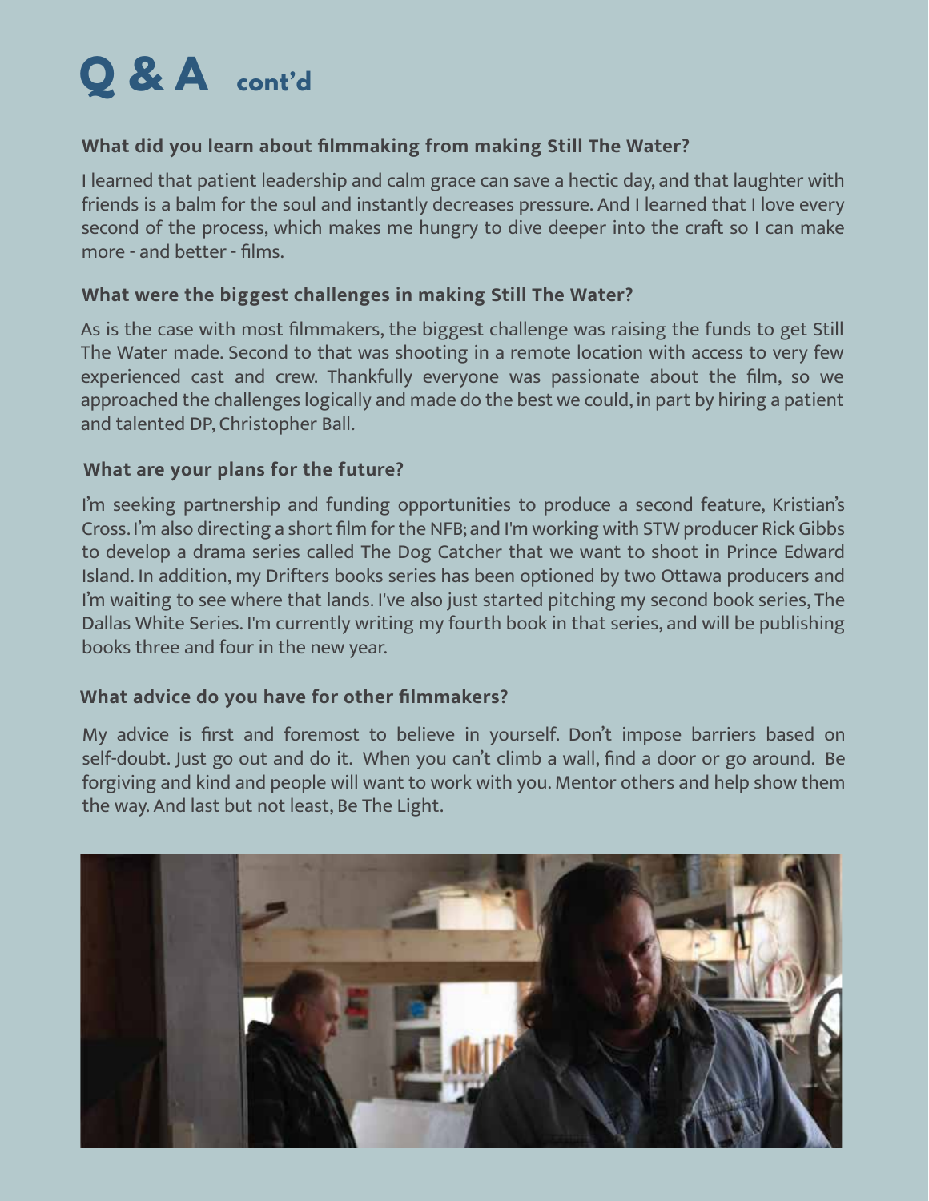# Q & A cont'd

**What did you learn about filmmaking from making Still The Water?**

I learned that patient leadership and calm grace can save a hectic day, and that laughter with friends is a balm for the soul and instantly decreases pressure. And I learned that I love every second of the process, which makes me hungry to dive deeper into the craft so I can make more - and better - films.

**What were the biggest challenges in making Still The Water?**

As is the case with most filmmakers, the biggest challenge was raising the funds to get Still The Water made. Second to that was shooting in a remote location with access to very few experienced cast and crew. Thankfully everyone was passionate about the film, so we approached the challenges logically and made do the best we could, in part by hiring a patient and talented DP, Christopher Ball.

**What are your plans for the future?**

I'm seeking partnership and funding opportunities to produce a second feature, Kristian's Cross. I'm also directing a short film for the NFB; and I'm working with STW producer Rick Gibbs to develop a drama series called The Dog Catcher that we want to shoot in Prince Edward Island. In addition, my Drifters books series has been optioned by two Ottawa producers and I'm waiting to see where that lands. I've also just started pitching my second book series, The Dallas White Series. I'm currently writing my fourth book in that series, and will be publishing books three and four in the new year.

**What advice do you have for other filmmakers?**

My advice is first and foremost to believe in yourself. Don't impose barriers based on self-doubt. Just go out and do it. When you can't climb a wall, find a door or go around. Be forgiving and kind and people will want to work with you. Mentor others and help show them the way. And last but not least, Be The Light.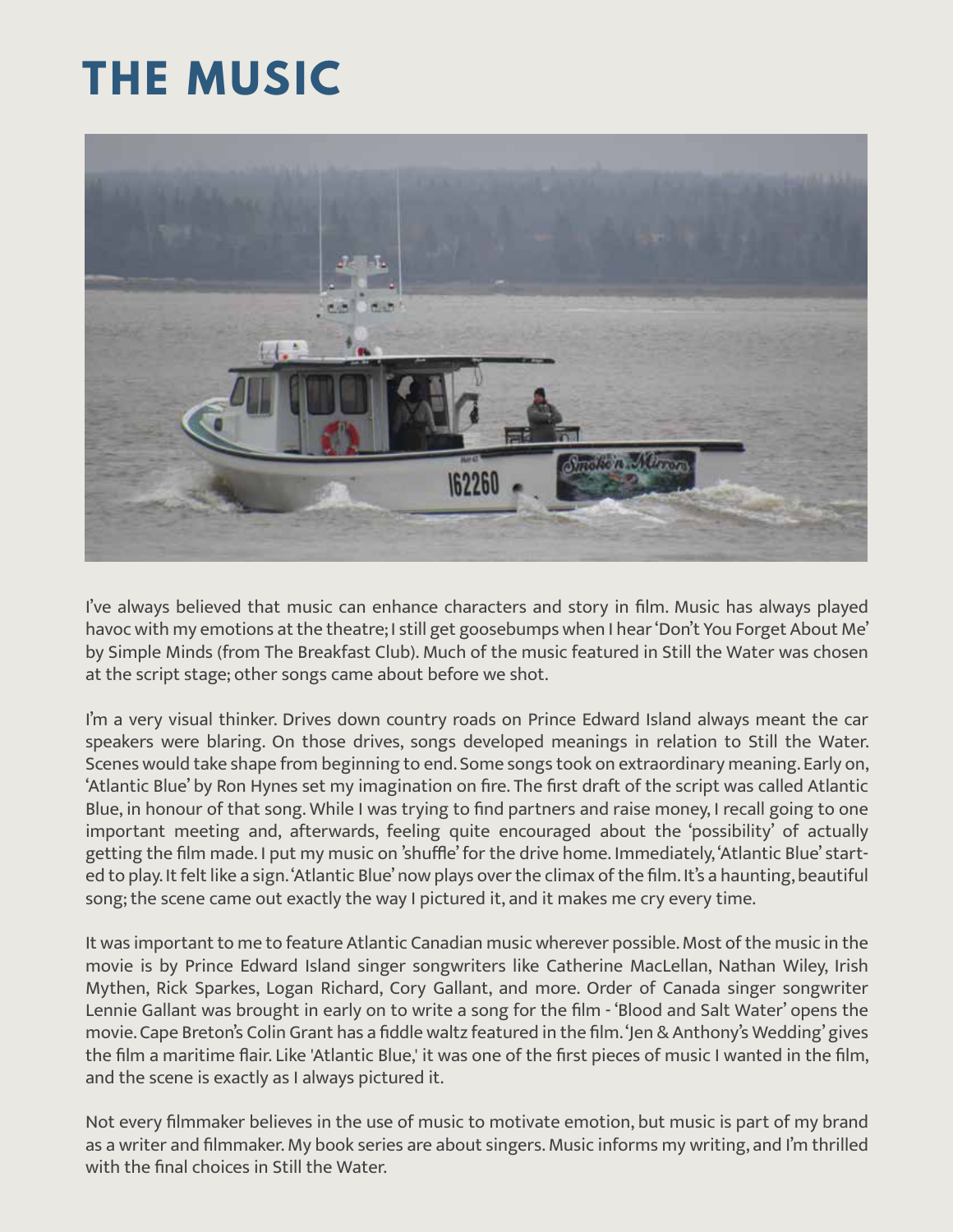# THE MUSIC

I've always believed that music can enhance characters and story in film. Music has always played havoc with my emotions at the theatre; I still get goosebumps when I hear 'Don't You Forget About Me' by Simple Minds (from The Breakfast Club). Much of the music featured in Still the Water was chosen at the script stage; other songs came about before we shot.

I'm a very visual thinker. Drives down country roads on Prince Edward Island always meant the car speakers were blaring. On those drives, songs developed meanings in relation to Still the Water. Scenes would take shape from beginning to end. Some songs took on extraordinary meaning. Early on, 'Atlantic Blue' by Ron Hynes set my imagination on fire. The first draft of the script was called Atlantic Blue, in honour of that song. While I was trying to find partners and raise money, I recall going to one important meeting and, afterwards, feeling quite encouraged about the 'possibility' of actually getting the film made. I put my music on 'shuffle' for the drive home. Immediately, 'Atlantic Blue' started to play. It felt like a sign. 'Atlantic Blue' now plays over the climax of the film. It's a haunting, beautiful song; the scene came out exactly the way I pictured it, and it makes me cry every time.

It was important to me to feature Atlantic Canadian music wherever possible. Most of the music in the movie is by Prince Edward Island singer songwriters like Catherine MacLellan, Nathan Wiley, Irish Mythen, Rick Sparkes, Logan Richard, Cory Gallant, and more. Order of Canada singer songwriter Lennie Gallant was brought in early on to write a song for the film - 'Blood and Salt Water' opens the movie. Cape Breton's Colin Grant has a fiddle waltz featured in the film. 'Jen & Anthony's Wedding' gives the film a maritime flair. Like 'Atlantic Blue,' it was one of the first pieces of music I wanted in the film, and the scene is exactly as I always pictured it.

Not every filmmaker believes in the use of music to motivate emotion, but music is part of my brand as a writer and filmmaker. My book series are about singers. Music informs my writing, and I'm thrilled with the final choices in Still the Water.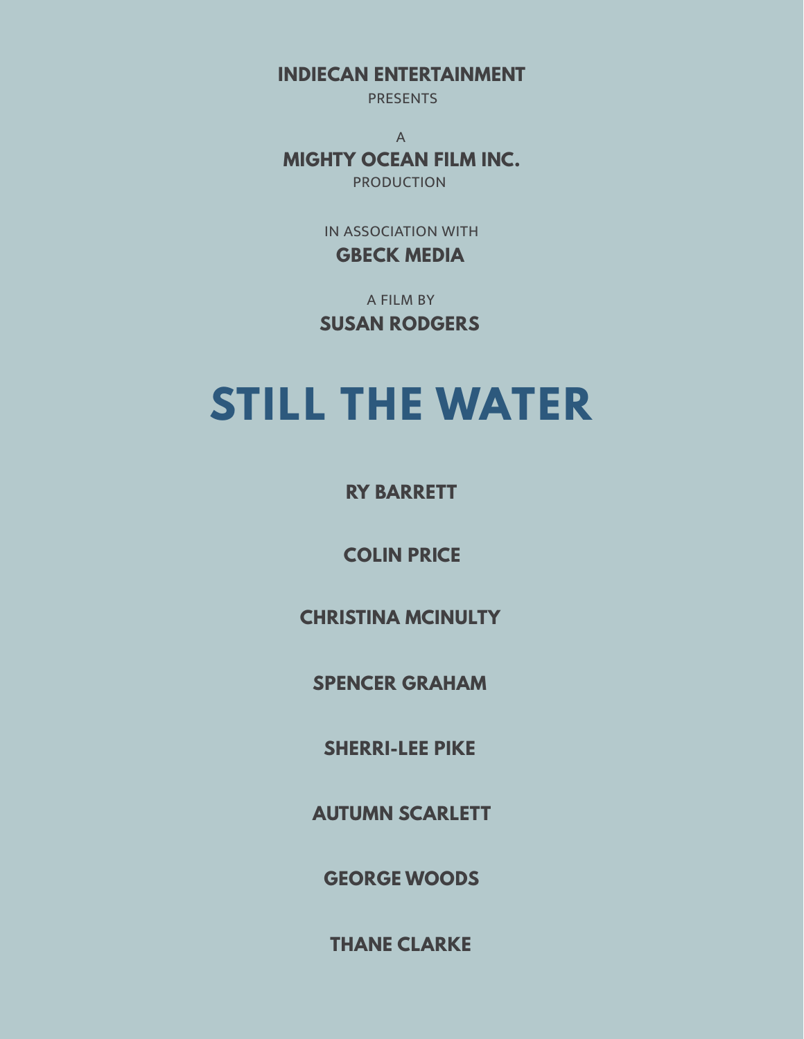**INDIECAN ENTERTAINMENT**
PRESENTS

A
**MIGHTY OCEAN FILM INC.**
PRODUCTION

IN ASSOCIATION WITH
**GBECK MEDIA**

A FILM BY
**SUSAN RODGERS**

# STILL THE WATER

**RY BARRETT**

**COLIN PRICE**

**CHRISTINA MCINULTY**

**SPENCER GRAHAM**

**SHERRI-LEE PIKE**

**AUTUMN SCARLETT**

**GEORGE WOODS**

**THANE CLARKE**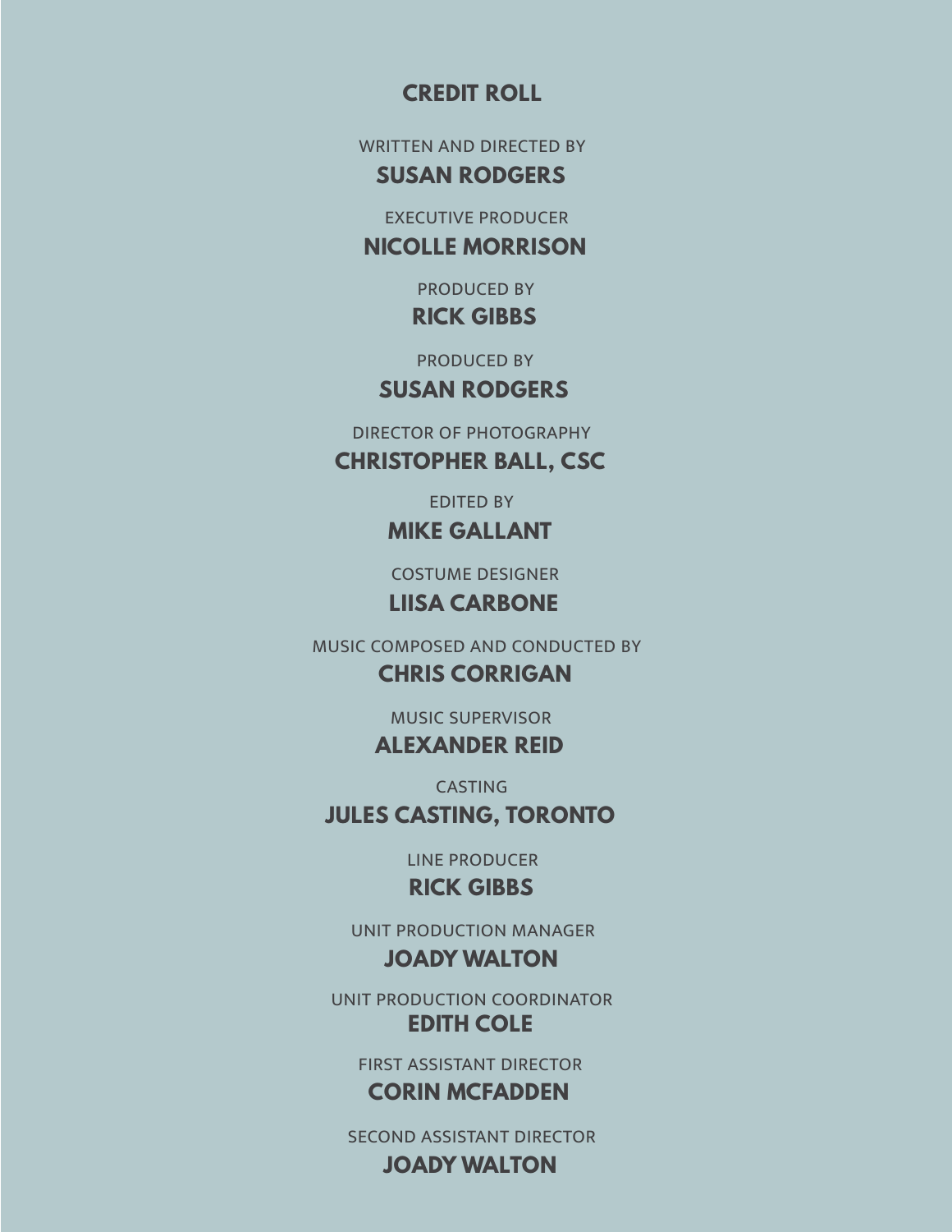## CREDIT ROLL

WRITTEN AND DIRECTED BY
**SUSAN RODGERS**

EXECUTIVE PRODUCER
**NICOLLE MORRISON**

PRODUCED BY
**RICK GIBBS**

PRODUCED BY
**SUSAN RODGERS**

DIRECTOR OF PHOTOGRAPHY
**CHRISTOPHER BALL, CSC**

EDITED BY
**MIKE GALLANT**

COSTUME DESIGNER
**LIISA CARBONE**

MUSIC COMPOSED AND CONDUCTED BY
**CHRIS CORRIGAN**

MUSIC SUPERVISOR
**ALEXANDER REID**

CASTING
**JULES CASTING, TORONTO**

LINE PRODUCER
**RICK GIBBS**

UNIT PRODUCTION MANAGER
**JOADY WALTON**

UNIT PRODUCTION COORDINATOR
**EDITH COLE**

FIRST ASSISTANT DIRECTOR
**CORIN MCFADDEN**

SECOND ASSISTANT DIRECTOR
**JOADY WALTON**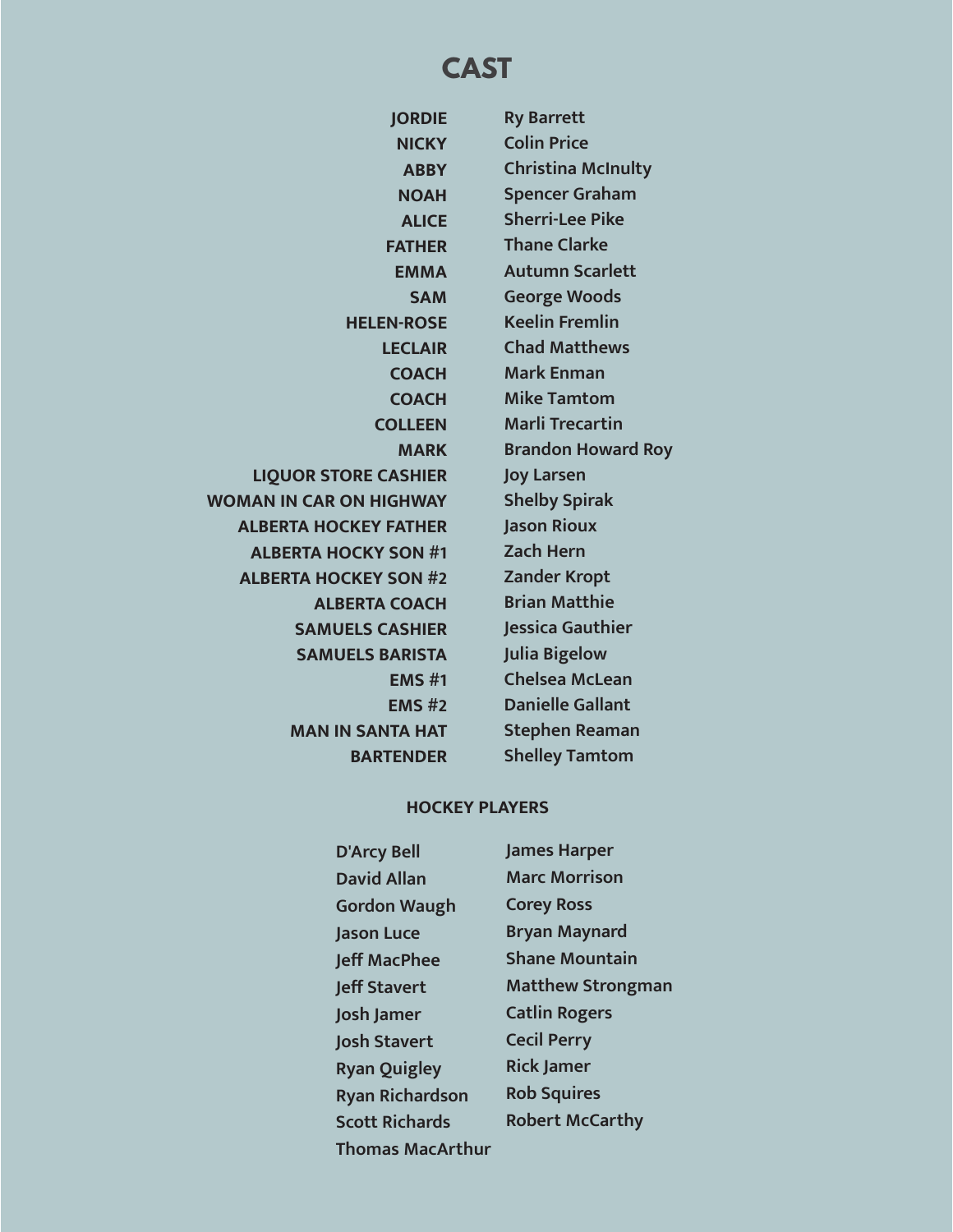# CAST

| | |
|---|---|
| JORDIE | Ry Barrett |
| NICKY | Colin Price |
| ABBY | Christina McInulty |
| NOAH | Spencer Graham |
| ALICE | Sherri-Lee Pike |
| FATHER | Thane Clarke |
| EMMA | Autumn Scarlett |
| SAM | George Woods |
| HELEN-ROSE | Keelin Fremlin |
| LECLAIR | Chad Matthews |
| COACH | Mark Enman |
| COACH | Mike Tamtom |
| COLLEEN | Marli Trecartin |
| MARK | Brandon Howard Roy |
| LIQUOR STORE CASHIER | Joy Larsen |
| WOMAN IN CAR ON HIGHWAY | Shelby Spirak |
| ALBERTA HOCKEY FATHER | Jason Rioux |
| ALBERTA HOCKY SON #1 | Zach Hern |
| ALBERTA HOCKEY SON #2 | Zander Kropt |
| ALBERTA COACH | Brian Matthie |
| SAMUELS CASHIER | Jessica Gauthier |
| SAMUELS BARISTA | Julia Bigelow |
| EMS #1 | Chelsea McLean |
| EMS #2 | Danielle Gallant |
| MAN IN SANTA HAT | Stephen Reaman |
| BARTENDER | Shelley Tamtom |

## HOCKEY PLAYERS

| | |
|---|---|
| D'Arcy Bell | James Harper |
| David Allan | Marc Morrison |
| Gordon Waugh | Corey Ross |
| Jason Luce | Bryan Maynard |
| Jeff MacPhee | Shane Mountain |
| Jeff Stavert | Matthew Strongman |
| Josh Jamer | Catlin Rogers |
| Josh Stavert | Cecil Perry |
| Ryan Quigley | Rick Jamer |
| Ryan Richardson | Rob Squires |
| Scott Richards | Robert McCarthy |
| Thomas MacArthur | |